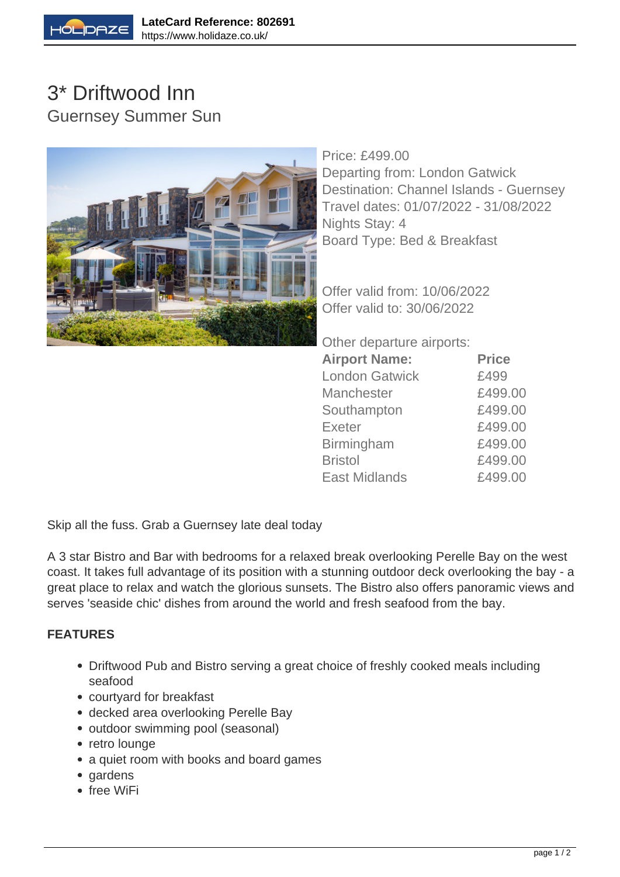LateCard Reference: 802691
https://www.holidaze.co.uk/

# 3* Driftwood Inn

## Guernsey Summer Sun

Price: £499.00
Departing from: London Gatwick
Destination: Channel Islands - Guernsey
Travel dates: 01/07/2022 - 31/08/2022
Nights Stay: 4
Board Type: Bed & Breakfast

Offer valid from: 10/06/2022
Offer valid to: 30/06/2022

Other departure airports:

| Airport Name: | Price |
|---|---|
| London Gatwick | £499 |
| Manchester | £499.00 |
| Southampton | £499.00 |
| Exeter | £499.00 |
| Birmingham | £499.00 |
| Bristol | £499.00 |
| East Midlands | £499.00 |

Skip all the fuss. Grab a Guernsey late deal today

A 3 star Bistro and Bar with bedrooms for a relaxed break overlooking Perelle Bay on the west coast. It takes full advantage of its position with a stunning outdoor deck overlooking the bay - a great place to relax and watch the glorious sunsets. The Bistro also offers panoramic views and serves 'seaside chic' dishes from around the world and fresh seafood from the bay.

**FEATURES**

- Driftwood Pub and Bistro serving a great choice of freshly cooked meals including seafood
- courtyard for breakfast
- decked area overlooking Perelle Bay
- outdoor swimming pool (seasonal)
- retro lounge
- a quiet room with books and board games
- gardens
- free WiFi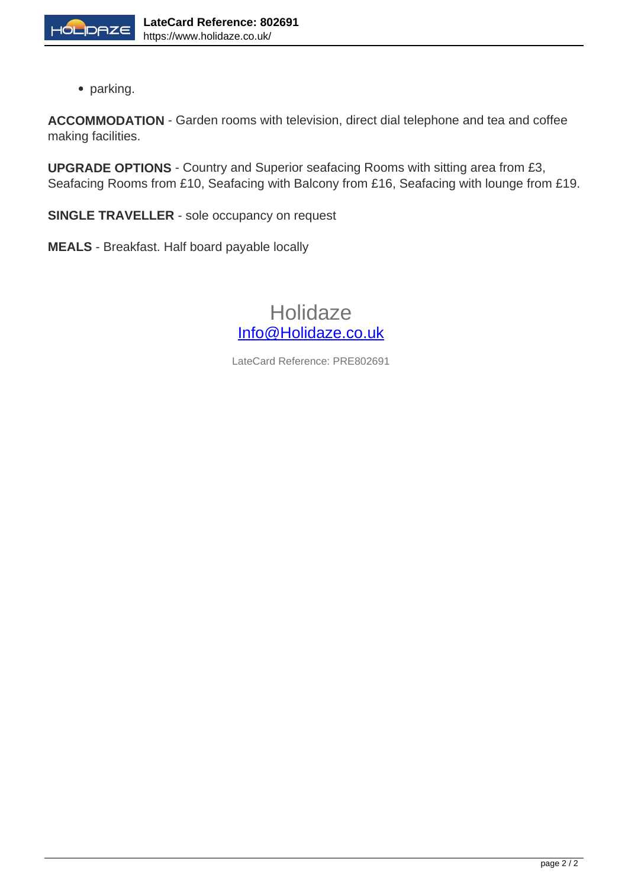- parking.

**ACCOMMODATION** - Garden rooms with television, direct dial telephone and tea and coffee making facilities.

**UPGRADE OPTIONS** - Country and Superior seafacing Rooms with sitting area from £3, Seafacing Rooms from £10, Seafacing with Balcony from £16, Seafacing with lounge from £19.

**SINGLE TRAVELLER** - sole occupancy on request

**MEALS** - Breakfast. Half board payable locally

Holidaze
Info@Holidaze.co.uk

LateCard Reference: PRE802691